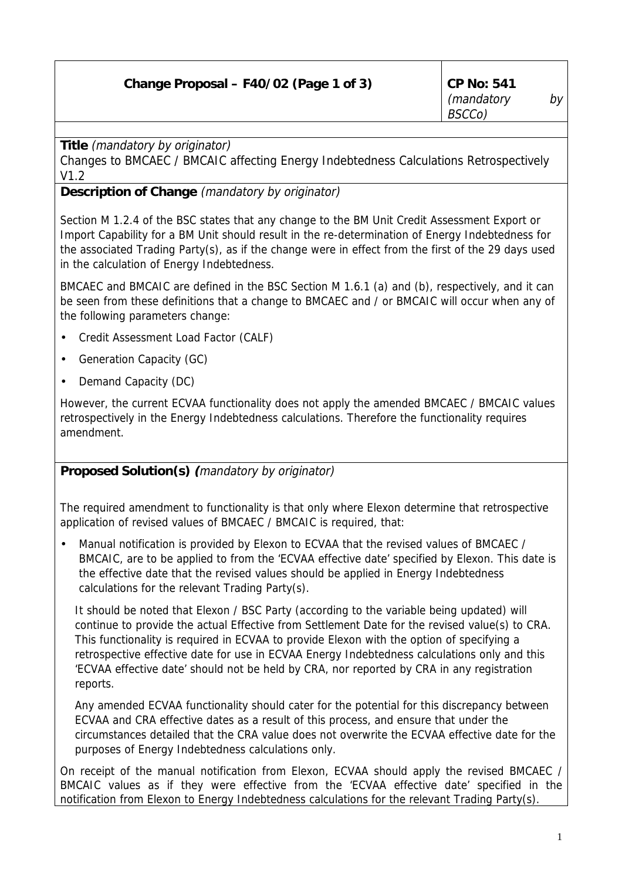| Change Proposal – F40/02 (Page 1 of 3) | CP No: 541 *(mandatory by BSCCo)* |
|---|---|

**Title** *(mandatory by originator)*

Changes to BMCAEC / BMCAIC affecting Energy Indebtedness Calculations Retrospectively V1.2

**Description of Change** *(mandatory by originator)*

Section M 1.2.4 of the BSC states that any change to the BM Unit Credit Assessment Export or Import Capability for a BM Unit should result in the re-determination of Energy Indebtedness for the associated Trading Party(s), as if the change were in effect from the first of the 29 days used in the calculation of Energy Indebtedness.

BMCAEC and BMCAIC are defined in the BSC Section M 1.6.1 (a) and (b), respectively, and it can be seen from these definitions that a change to BMCAEC and / or BMCAIC will occur when any of the following parameters change:

- Credit Assessment Load Factor (CALF)
- Generation Capacity (GC)
- Demand Capacity (DC)

However, the current ECVAA functionality does not apply the amended BMCAEC / BMCAIC values retrospectively in the Energy Indebtedness calculations. Therefore the functionality requires amendment.

**Proposed Solution(s)** *(mandatory by originator)*

The required amendment to functionality is that only where Elexon determine that retrospective application of revised values of BMCAEC / BMCAIC is required, that:

- Manual notification is provided by Elexon to ECVAA that the revised values of BMCAEC / BMCAIC, are to be applied to from the 'ECVAA effective date' specified by Elexon. This date is the effective date that the revised values should be applied in Energy Indebtedness calculations for the relevant Trading Party(s).

  It should be noted that Elexon / BSC Party (according to the variable being updated) will continue to provide the actual Effective from Settlement Date for the revised value(s) to CRA. This functionality is required in ECVAA to provide Elexon with the option of specifying a retrospective effective date for use in ECVAA Energy Indebtedness calculations only and this 'ECVAA effective date' should not be held by CRA, nor reported by CRA in any registration reports.

  Any amended ECVAA functionality should cater for the potential for this discrepancy between ECVAA and CRA effective dates as a result of this process, and ensure that under the circumstances detailed that the CRA value does not overwrite the ECVAA effective date for the purposes of Energy Indebtedness calculations only.

On receipt of the manual notification from Elexon, ECVAA should apply the revised BMCAEC / BMCAIC values as if they were effective from the 'ECVAA effective date' specified in the notification from Elexon to Energy Indebtedness calculations for the relevant Trading Party(s).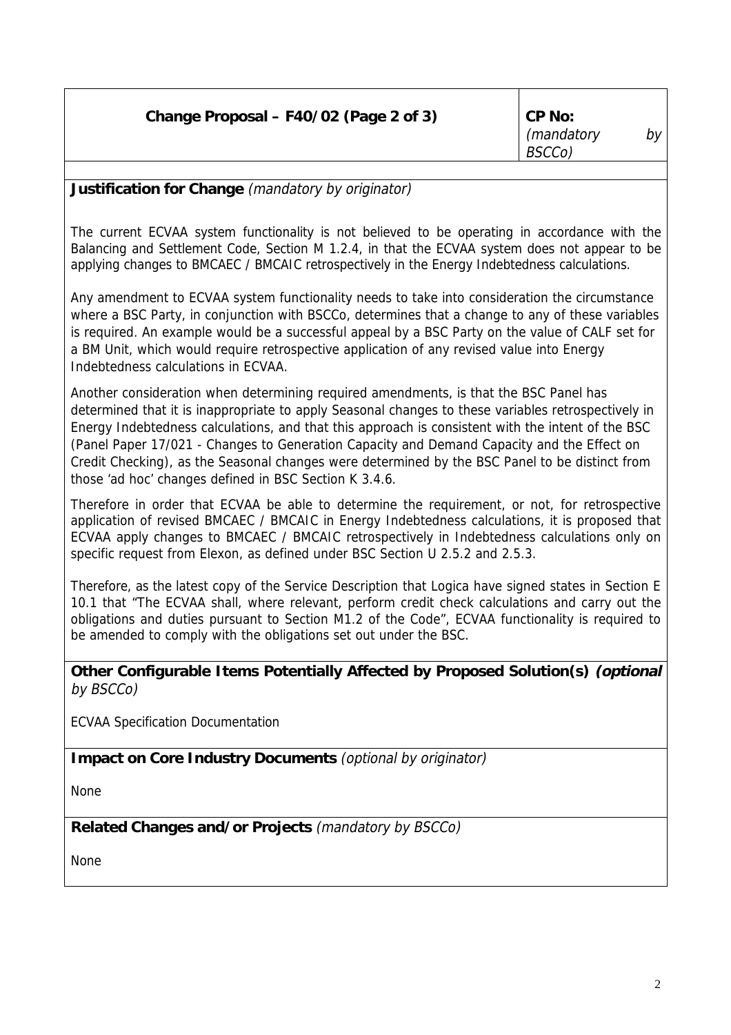| **Change Proposal – F40/02 (Page 2 of 3)** | **CP No:** *(mandatory by BSCCo)* |
| --- | --- |

**Justification for Change** *(mandatory by originator)*

The current ECVAA system functionality is not believed to be operating in accordance with the Balancing and Settlement Code, Section M 1.2.4, in that the ECVAA system does not appear to be applying changes to BMCAEC / BMCAIC retrospectively in the Energy Indebtedness calculations.

Any amendment to ECVAA system functionality needs to take into consideration the circumstance where a BSC Party, in conjunction with BSCCo, determines that a change to any of these variables is required. An example would be a successful appeal by a BSC Party on the value of CALF set for a BM Unit, which would require retrospective application of any revised value into Energy Indebtedness calculations in ECVAA.

Another consideration when determining required amendments, is that the BSC Panel has determined that it is inappropriate to apply Seasonal changes to these variables retrospectively in Energy Indebtedness calculations, and that this approach is consistent with the intent of the BSC (Panel Paper 17/021 - Changes to Generation Capacity and Demand Capacity and the Effect on Credit Checking), as the Seasonal changes were determined by the BSC Panel to be distinct from those 'ad hoc' changes defined in BSC Section K 3.4.6.

Therefore in order that ECVAA be able to determine the requirement, or not, for retrospective application of revised BMCAEC / BMCAIC in Energy Indebtedness calculations, it is proposed that ECVAA apply changes to BMCAEC / BMCAIC retrospectively in Indebtedness calculations only on specific request from Elexon, as defined under BSC Section U 2.5.2 and 2.5.3.

Therefore, as the latest copy of the Service Description that Logica have signed states in Section E 10.1 that "The ECVAA shall, where relevant, perform credit check calculations and carry out the obligations and duties pursuant to Section M1.2 of the Code", ECVAA functionality is required to be amended to comply with the obligations set out under the BSC.

**Other Configurable Items Potentially Affected by Proposed Solution(s)** ***(optional*** *by BSCCo)*

ECVAA Specification Documentation

**Impact on Core Industry Documents** *(optional by originator)*

None

**Related Changes and/or Projects** *(mandatory by BSCCo)*

None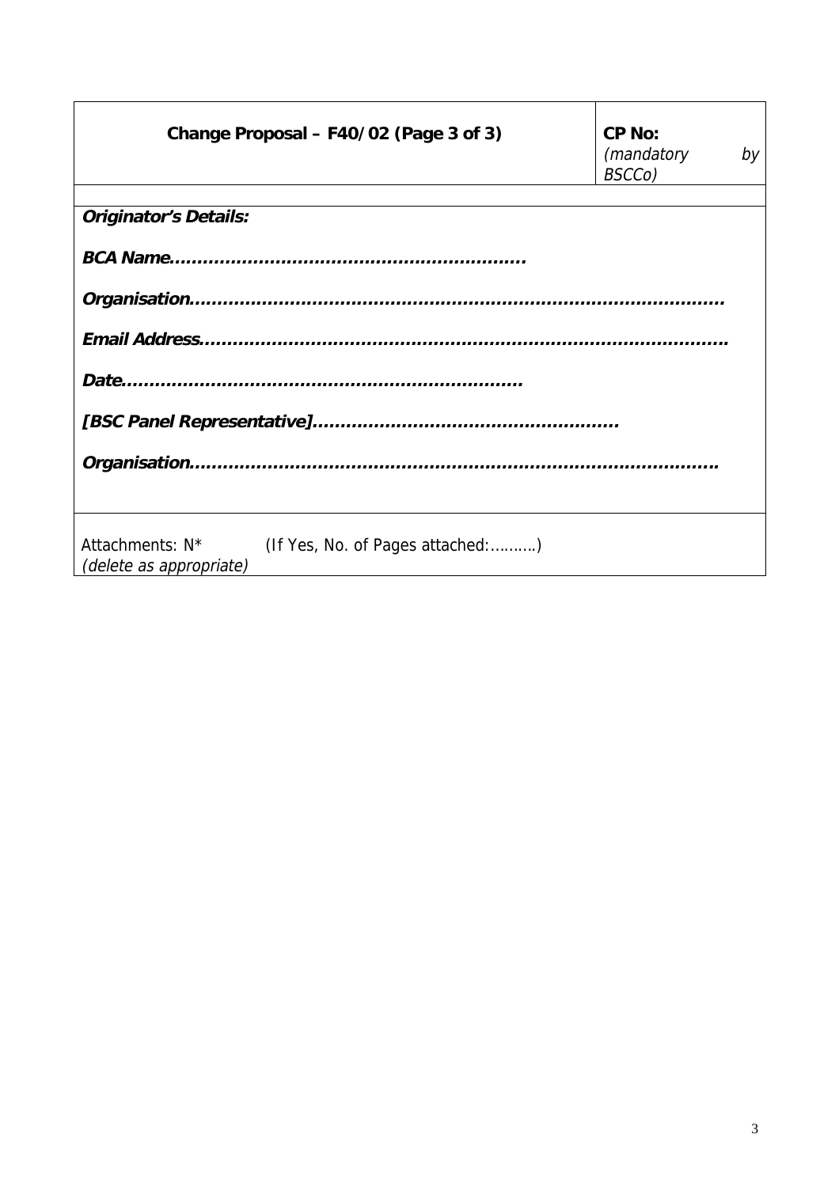| Change Proposal – F40/02 (Page 3 of 3) | **CP No:** *(mandatory by BSCCo)* |
| --- | --- |

***Originator's Details:***

***BCA Name……………………………………………………***

***Organisation…………………………………………………………………………***

***Email Address………………………………………………………………………….***

***Date……………………………………………………………***

***[BSC Panel Representative]……………………………………………***

***Organisation………………………………………………………………………….***

Attachments: N* (If Yes, No. of Pages attached:……….)
*(delete as appropriate)*